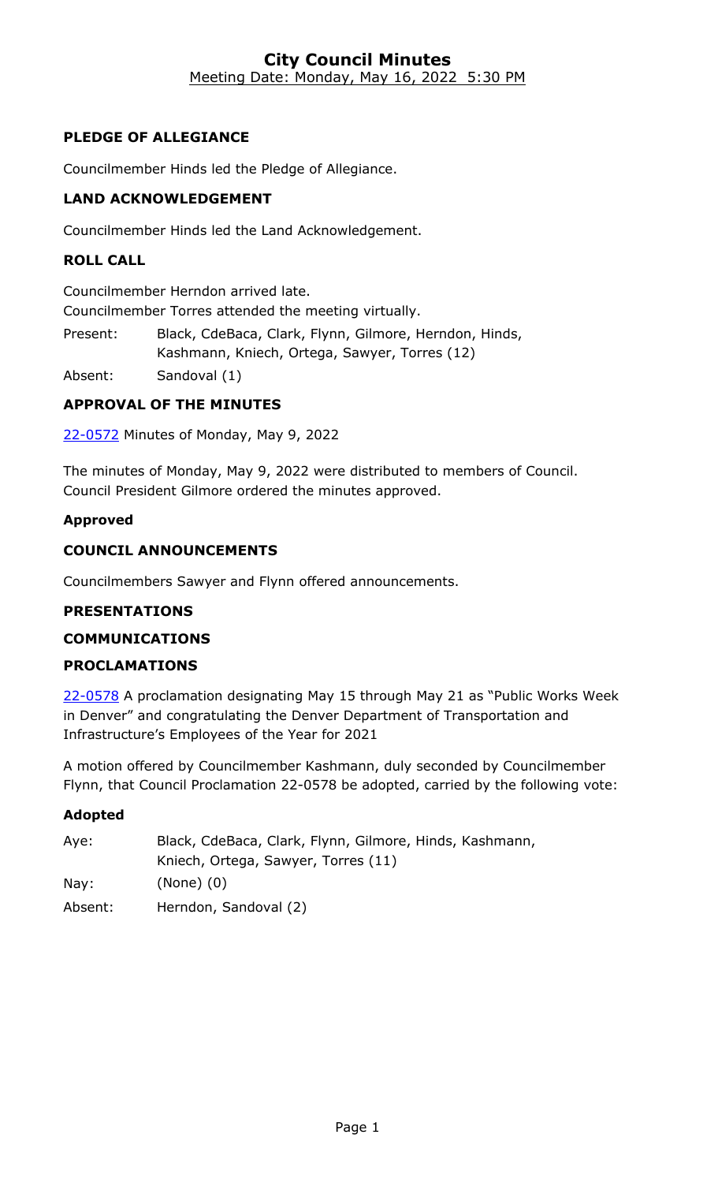# City Council Minutes

Meeting Date: Monday, May 16, 2022 5:30 PM

## PLEDGE OF ALLEGIANCE

Councilmember Hinds led the Pledge of Allegiance.

## LAND ACKNOWLEDGEMENT

Councilmember Hinds led the Land Acknowledgement.

## ROLL CALL

Councilmember Herndon arrived late.
Councilmember Torres attended the meeting virtually.

| | |
|---|---|
| Present: | Black, CdeBaca, Clark, Flynn, Gilmore, Herndon, Hinds, Kashmann, Kniech, Ortega, Sawyer, Torres (12) |
| Absent: | Sandoval (1) |

## APPROVAL OF THE MINUTES

22-0572 Minutes of Monday, May 9, 2022

The minutes of Monday, May 9, 2022 were distributed to members of Council. Council President Gilmore ordered the minutes approved.

**Approved**

## COUNCIL ANNOUNCEMENTS

Councilmembers Sawyer and Flynn offered announcements.

## PRESENTATIONS

## COMMUNICATIONS

## PROCLAMATIONS

22-0578 A proclamation designating May 15 through May 21 as "Public Works Week in Denver" and congratulating the Denver Department of Transportation and Infrastructure's Employees of the Year for 2021

A motion offered by Councilmember Kashmann, duly seconded by Councilmember Flynn, that Council Proclamation 22-0578 be adopted, carried by the following vote:

**Adopted**

| | |
|---|---|
| Aye: | Black, CdeBaca, Clark, Flynn, Gilmore, Hinds, Kashmann, Kniech, Ortega, Sawyer, Torres (11) |
| Nay: | (None) (0) |
| Absent: | Herndon, Sandoval (2) |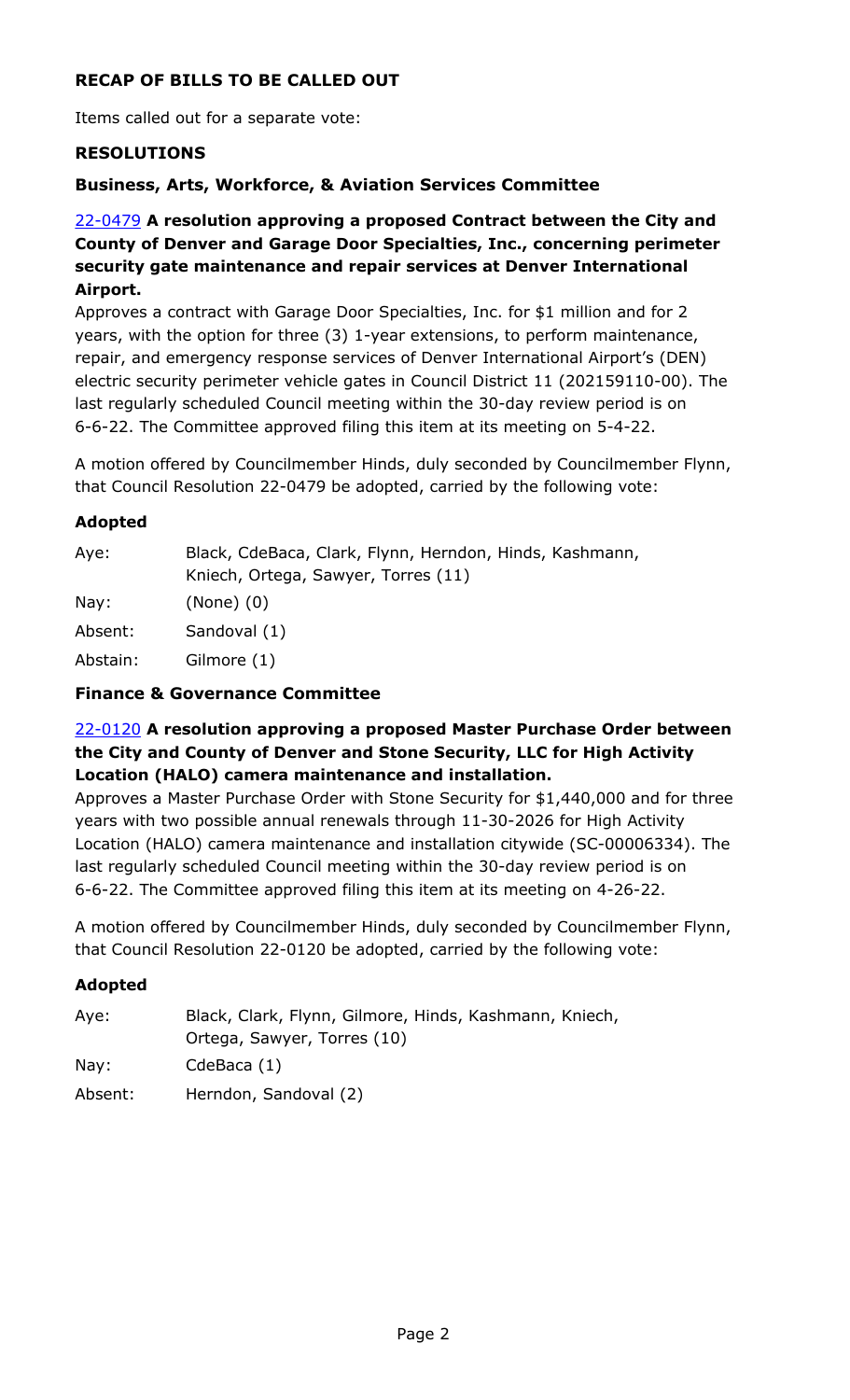## RECAP OF BILLS TO BE CALLED OUT

Items called out for a separate vote:

### RESOLUTIONS

#### Business, Arts, Workforce, & Aviation Services Committee

**22-0479 A resolution approving a proposed Contract between the City and County of Denver and Garage Door Specialties, Inc., concerning perimeter security gate maintenance and repair services at Denver International Airport.**

Approves a contract with Garage Door Specialties, Inc. for $1 million and for 2 years, with the option for three (3) 1-year extensions, to perform maintenance, repair, and emergency response services of Denver International Airport's (DEN) electric security perimeter vehicle gates in Council District 11 (202159110-00). The last regularly scheduled Council meeting within the 30-day review period is on 6-6-22. The Committee approved filing this item at its meeting on 5-4-22.

A motion offered by Councilmember Hinds, duly seconded by Councilmember Flynn, that Council Resolution 22-0479 be adopted, carried by the following vote:

**Adopted**

| | |
|---|---|
| Aye: | Black, CdeBaca, Clark, Flynn, Herndon, Hinds, Kashmann, Kniech, Ortega, Sawyer, Torres (11) |
| Nay: | (None) (0) |
| Absent: | Sandoval (1) |
| Abstain: | Gilmore (1) |

#### Finance & Governance Committee

**22-0120 A resolution approving a proposed Master Purchase Order between the City and County of Denver and Stone Security, LLC for High Activity Location (HALO) camera maintenance and installation.**

Approves a Master Purchase Order with Stone Security for $1,440,000 and for three years with two possible annual renewals through 11-30-2026 for High Activity Location (HALO) camera maintenance and installation citywide (SC-00006334). The last regularly scheduled Council meeting within the 30-day review period is on 6-6-22. The Committee approved filing this item at its meeting on 4-26-22.

A motion offered by Councilmember Hinds, duly seconded by Councilmember Flynn, that Council Resolution 22-0120 be adopted, carried by the following vote:

**Adopted**

| | |
|---|---|
| Aye: | Black, Clark, Flynn, Gilmore, Hinds, Kashmann, Kniech, Ortega, Sawyer, Torres (10) |
| Nay: | CdeBaca (1) |
| Absent: | Herndon, Sandoval (2) |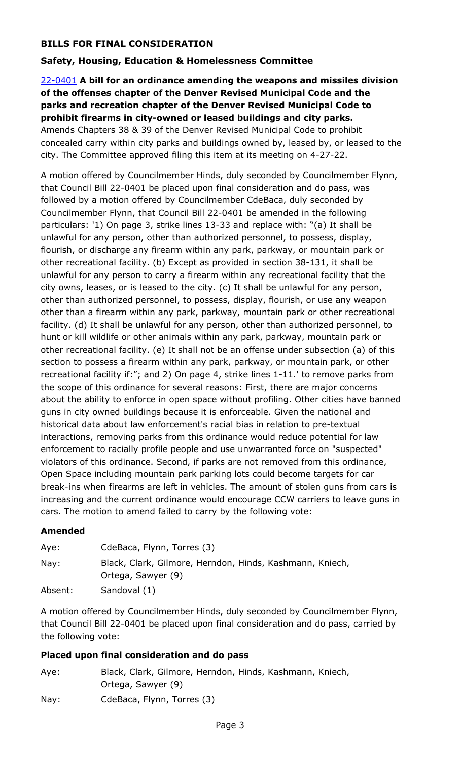## BILLS FOR FINAL CONSIDERATION

### Safety, Housing, Education & Homelessness Committee

22-0401 **A bill for an ordinance amending the weapons and missiles division of the offenses chapter of the Denver Revised Municipal Code and the parks and recreation chapter of the Denver Revised Municipal Code to prohibit firearms in city-owned or leased buildings and city parks.**
Amends Chapters 38 & 39 of the Denver Revised Municipal Code to prohibit concealed carry within city parks and buildings owned by, leased by, or leased to the city. The Committee approved filing this item at its meeting on 4-27-22.

A motion offered by Councilmember Hinds, duly seconded by Councilmember Flynn, that Council Bill 22-0401 be placed upon final consideration and do pass, was followed by a motion offered by Councilmember CdeBaca, duly seconded by Councilmember Flynn, that Council Bill 22-0401 be amended in the following particulars: '1) On page 3, strike lines 13-33 and replace with: "(a) It shall be unlawful for any person, other than authorized personnel, to possess, display, flourish, or discharge any firearm within any park, parkway, or mountain park or other recreational facility. (b) Except as provided in section 38-131, it shall be unlawful for any person to carry a firearm within any recreational facility that the city owns, leases, or is leased to the city. (c) It shall be unlawful for any person, other than authorized personnel, to possess, display, flourish, or use any weapon other than a firearm within any park, parkway, mountain park or other recreational facility. (d) It shall be unlawful for any person, other than authorized personnel, to hunt or kill wildlife or other animals within any park, parkway, mountain park or other recreational facility. (e) It shall not be an offense under subsection (a) of this section to possess a firearm within any park, parkway, or mountain park, or other recreational facility if:"; and 2) On page 4, strike lines 1-11.' to remove parks from the scope of this ordinance for several reasons: First, there are major concerns about the ability to enforce in open space without profiling. Other cities have banned guns in city owned buildings because it is enforceable. Given the national and historical data about law enforcement's racial bias in relation to pre-textual interactions, removing parks from this ordinance would reduce potential for law enforcement to racially profile people and use unwarranted force on "suspected" violators of this ordinance. Second, if parks are not removed from this ordinance, Open Space including mountain park parking lots could become targets for car break-ins when firearms are left in vehicles. The amount of stolen guns from cars is increasing and the current ordinance would encourage CCW carriers to leave guns in cars. The motion to amend failed to carry by the following vote:

**Amended**

| | |
|---|---|
| Aye: | CdeBaca, Flynn, Torres (3) |
| Nay: | Black, Clark, Gilmore, Herndon, Hinds, Kashmann, Kniech, Ortega, Sawyer (9) |
| Absent: | Sandoval (1) |

A motion offered by Councilmember Hinds, duly seconded by Councilmember Flynn, that Council Bill 22-0401 be placed upon final consideration and do pass, carried by the following vote:

**Placed upon final consideration and do pass**

| | |
|---|---|
| Aye: | Black, Clark, Gilmore, Herndon, Hinds, Kashmann, Kniech, Ortega, Sawyer (9) |
| Nay: | CdeBaca, Flynn, Torres (3) |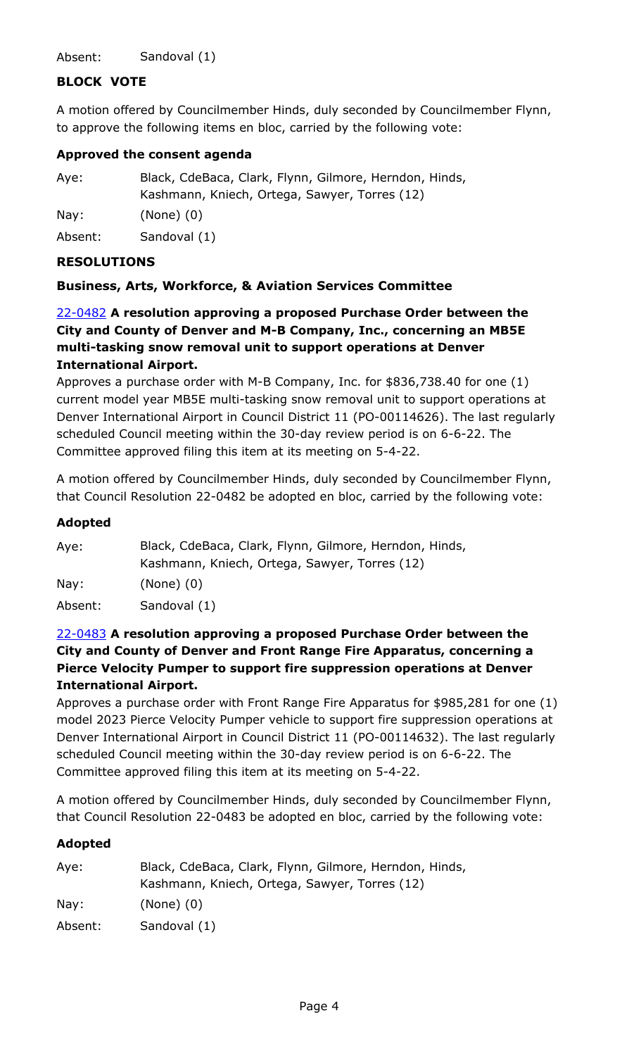Absent: Sandoval (1)

**BLOCK VOTE**

A motion offered by Councilmember Hinds, duly seconded by Councilmember Flynn, to approve the following items en bloc, carried by the following vote:

**Approved the consent agenda**

Aye: Black, CdeBaca, Clark, Flynn, Gilmore, Herndon, Hinds, Kashmann, Kniech, Ortega, Sawyer, Torres (12)

Nay: (None) (0)

Absent: Sandoval (1)

**RESOLUTIONS**

**Business, Arts, Workforce, & Aviation Services Committee**

22-0482 **A resolution approving a proposed Purchase Order between the City and County of Denver and M-B Company, Inc., concerning an MB5E multi-tasking snow removal unit to support operations at Denver International Airport.**

Approves a purchase order with M-B Company, Inc. for $836,738.40 for one (1) current model year MB5E multi-tasking snow removal unit to support operations at Denver International Airport in Council District 11 (PO-00114626). The last regularly scheduled Council meeting within the 30-day review period is on 6-6-22. The Committee approved filing this item at its meeting on 5-4-22.

A motion offered by Councilmember Hinds, duly seconded by Councilmember Flynn, that Council Resolution 22-0482 be adopted en bloc, carried by the following vote:

**Adopted**

Aye: Black, CdeBaca, Clark, Flynn, Gilmore, Herndon, Hinds, Kashmann, Kniech, Ortega, Sawyer, Torres (12)

Nay: (None) (0)

Absent: Sandoval (1)

22-0483 **A resolution approving a proposed Purchase Order between the City and County of Denver and Front Range Fire Apparatus, concerning a Pierce Velocity Pumper to support fire suppression operations at Denver International Airport.**

Approves a purchase order with Front Range Fire Apparatus for $985,281 for one (1) model 2023 Pierce Velocity Pumper vehicle to support fire suppression operations at Denver International Airport in Council District 11 (PO-00114632). The last regularly scheduled Council meeting within the 30-day review period is on 6-6-22. The Committee approved filing this item at its meeting on 5-4-22.

A motion offered by Councilmember Hinds, duly seconded by Councilmember Flynn, that Council Resolution 22-0483 be adopted en bloc, carried by the following vote:

**Adopted**

Aye: Black, CdeBaca, Clark, Flynn, Gilmore, Herndon, Hinds, Kashmann, Kniech, Ortega, Sawyer, Torres (12)

Nay: (None) (0)

Absent: Sandoval (1)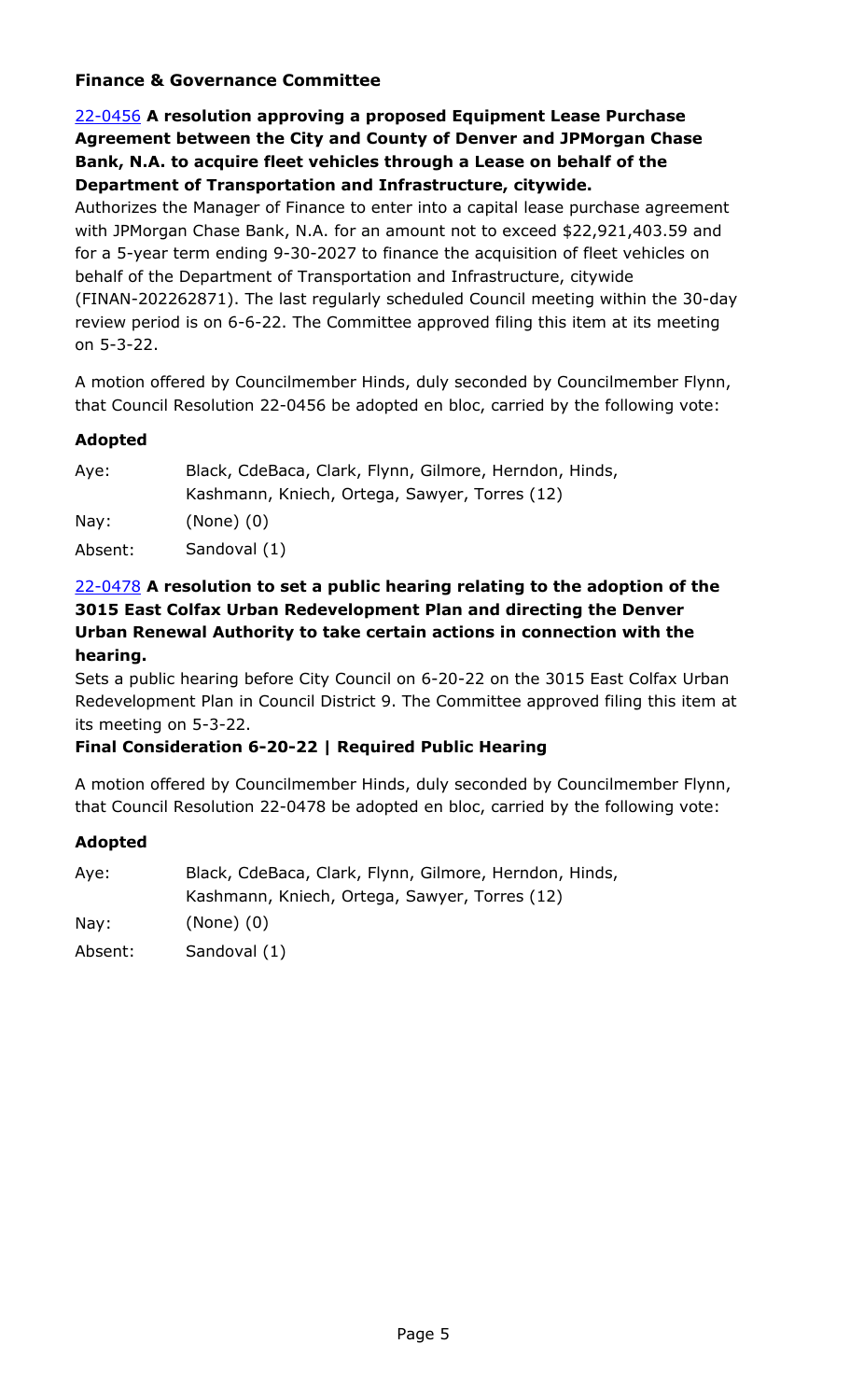**Finance & Governance Committee**

[22-0456](#) **A resolution approving a proposed Equipment Lease Purchase Agreement between the City and County of Denver and JPMorgan Chase Bank, N.A. to acquire fleet vehicles through a Lease on behalf of the Department of Transportation and Infrastructure, citywide.**

Authorizes the Manager of Finance to enter into a capital lease purchase agreement with JPMorgan Chase Bank, N.A. for an amount not to exceed $22,921,403.59 and for a 5-year term ending 9-30-2027 to finance the acquisition of fleet vehicles on behalf of the Department of Transportation and Infrastructure, citywide (FINAN-202262871). The last regularly scheduled Council meeting within the 30-day review period is on 6-6-22. The Committee approved filing this item at its meeting on 5-3-22.

A motion offered by Councilmember Hinds, duly seconded by Councilmember Flynn, that Council Resolution 22-0456 be adopted en bloc, carried by the following vote:

**Adopted**

| | |
|---|---|
| Aye: | Black, CdeBaca, Clark, Flynn, Gilmore, Herndon, Hinds, Kashmann, Kniech, Ortega, Sawyer, Torres (12) |
| Nay: | (None) (0) |
| Absent: | Sandoval (1) |

[22-0478](#) **A resolution to set a public hearing relating to the adoption of the 3015 East Colfax Urban Redevelopment Plan and directing the Denver Urban Renewal Authority to take certain actions in connection with the hearing.**

Sets a public hearing before City Council on 6-20-22 on the 3015 East Colfax Urban Redevelopment Plan in Council District 9. The Committee approved filing this item at its meeting on 5-3-22.

**Final Consideration 6-20-22 | Required Public Hearing**

A motion offered by Councilmember Hinds, duly seconded by Councilmember Flynn, that Council Resolution 22-0478 be adopted en bloc, carried by the following vote:

**Adopted**

| | |
|---|---|
| Aye: | Black, CdeBaca, Clark, Flynn, Gilmore, Herndon, Hinds, Kashmann, Kniech, Ortega, Sawyer, Torres (12) |
| Nay: | (None) (0) |
| Absent: | Sandoval (1) |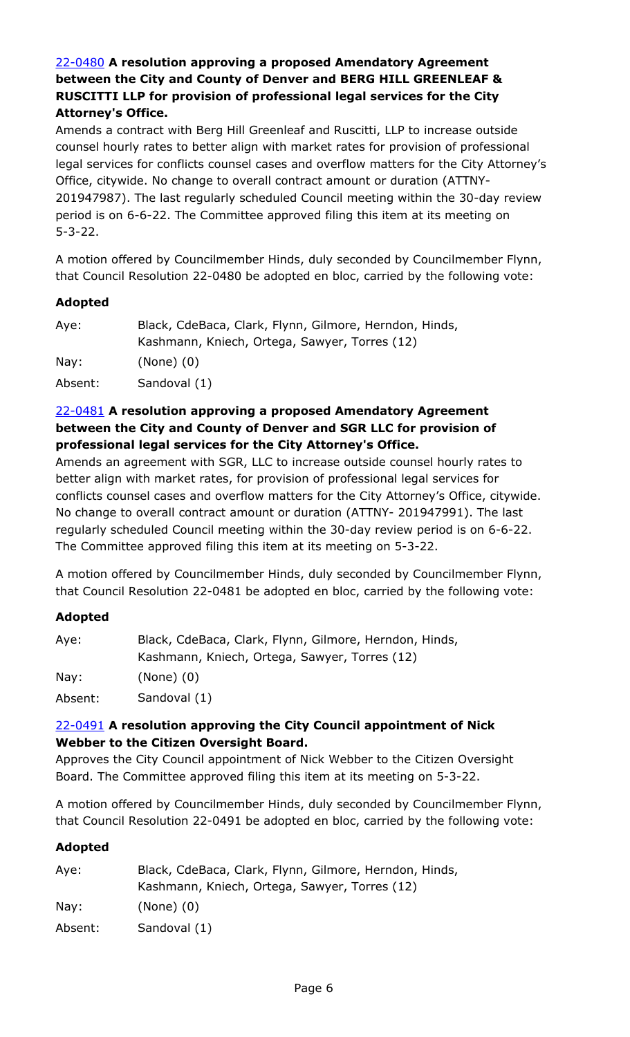**22-0480 A resolution approving a proposed Amendatory Agreement between the City and County of Denver and BERG HILL GREENLEAF & RUSCITTI LLP for provision of professional legal services for the City Attorney's Office.**

Amends a contract with Berg Hill Greenleaf and Ruscitti, LLP to increase outside counsel hourly rates to better align with market rates for provision of professional legal services for conflicts counsel cases and overflow matters for the City Attorney's Office, citywide. No change to overall contract amount or duration (ATTNY-201947987). The last regularly scheduled Council meeting within the 30-day review period is on 6-6-22. The Committee approved filing this item at its meeting on 5-3-22.

A motion offered by Councilmember Hinds, duly seconded by Councilmember Flynn, that Council Resolution 22-0480 be adopted en bloc, carried by the following vote:

**Adopted**

Aye: Black, CdeBaca, Clark, Flynn, Gilmore, Herndon, Hinds, Kashmann, Kniech, Ortega, Sawyer, Torres (12)

Nay: (None) (0)

Absent: Sandoval (1)

**22-0481 A resolution approving a proposed Amendatory Agreement between the City and County of Denver and SGR LLC for provision of professional legal services for the City Attorney's Office.**

Amends an agreement with SGR, LLC to increase outside counsel hourly rates to better align with market rates, for provision of professional legal services for conflicts counsel cases and overflow matters for the City Attorney's Office, citywide. No change to overall contract amount or duration (ATTNY- 201947991). The last regularly scheduled Council meeting within the 30-day review period is on 6-6-22. The Committee approved filing this item at its meeting on 5-3-22.

A motion offered by Councilmember Hinds, duly seconded by Councilmember Flynn, that Council Resolution 22-0481 be adopted en bloc, carried by the following vote:

**Adopted**

Aye: Black, CdeBaca, Clark, Flynn, Gilmore, Herndon, Hinds, Kashmann, Kniech, Ortega, Sawyer, Torres (12)

Nay: (None) (0)

Absent: Sandoval (1)

**22-0491 A resolution approving the City Council appointment of Nick Webber to the Citizen Oversight Board.**

Approves the City Council appointment of Nick Webber to the Citizen Oversight Board. The Committee approved filing this item at its meeting on 5-3-22.

A motion offered by Councilmember Hinds, duly seconded by Councilmember Flynn, that Council Resolution 22-0491 be adopted en bloc, carried by the following vote:

**Adopted**

Aye: Black, CdeBaca, Clark, Flynn, Gilmore, Herndon, Hinds, Kashmann, Kniech, Ortega, Sawyer, Torres (12)

Nay: (None) (0)

Absent: Sandoval (1)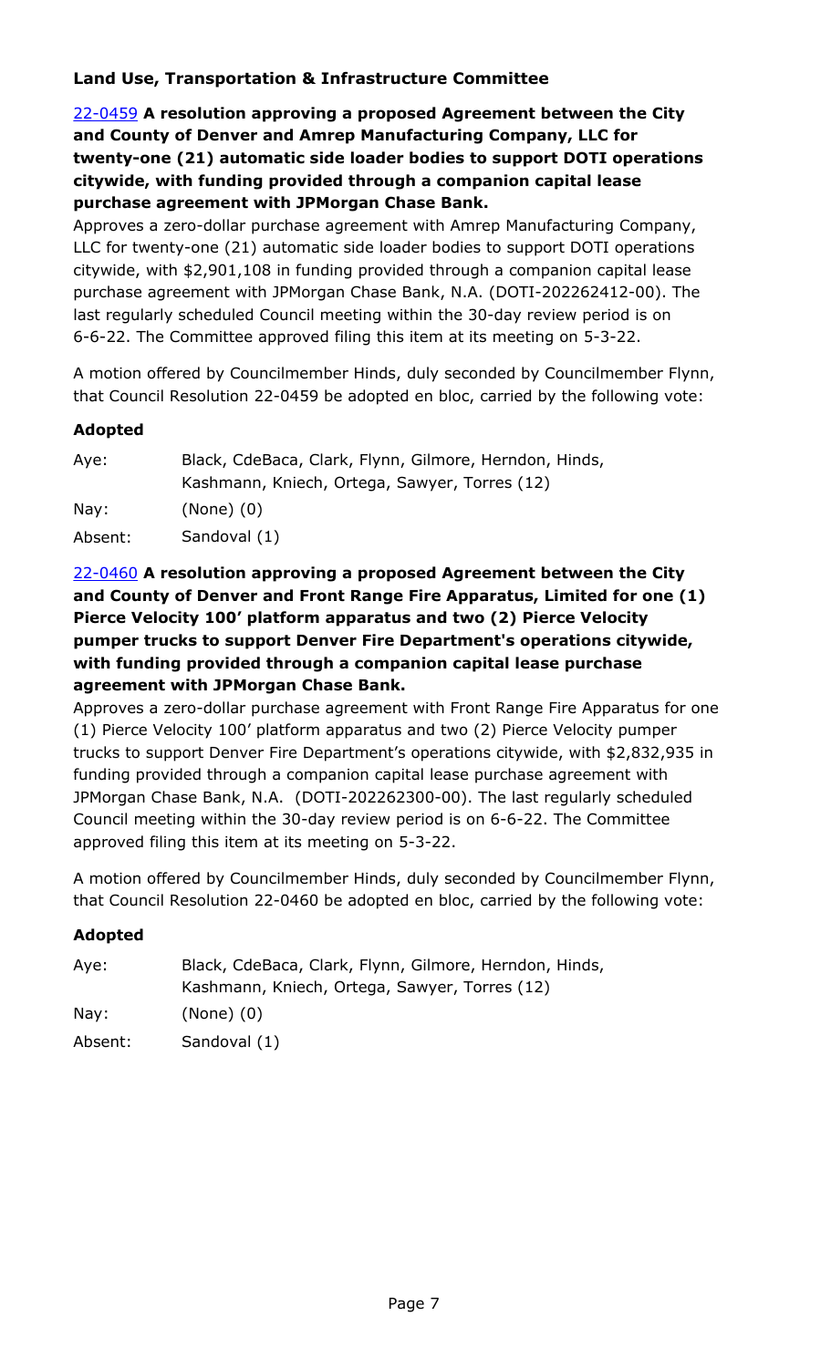### Land Use, Transportation & Infrastructure Committee

[22-0459](22-0459) **A resolution approving a proposed Agreement between the City and County of Denver and Amrep Manufacturing Company, LLC for twenty-one (21) automatic side loader bodies to support DOTI operations citywide, with funding provided through a companion capital lease purchase agreement with JPMorgan Chase Bank.**

Approves a zero-dollar purchase agreement with Amrep Manufacturing Company, LLC for twenty-one (21) automatic side loader bodies to support DOTI operations citywide, with $2,901,108 in funding provided through a companion capital lease purchase agreement with JPMorgan Chase Bank, N.A. (DOTI-202262412-00). The last regularly scheduled Council meeting within the 30-day review period is on 6-6-22. The Committee approved filing this item at its meeting on 5-3-22.

A motion offered by Councilmember Hinds, duly seconded by Councilmember Flynn, that Council Resolution 22-0459 be adopted en bloc, carried by the following vote:

**Adopted**

Aye: Black, CdeBaca, Clark, Flynn, Gilmore, Herndon, Hinds, Kashmann, Kniech, Ortega, Sawyer, Torres (12)

Nay: (None) (0)

Absent: Sandoval (1)

[22-0460](22-0460) **A resolution approving a proposed Agreement between the City and County of Denver and Front Range Fire Apparatus, Limited for one (1) Pierce Velocity 100' platform apparatus and two (2) Pierce Velocity pumper trucks to support Denver Fire Department's operations citywide, with funding provided through a companion capital lease purchase agreement with JPMorgan Chase Bank.**

Approves a zero-dollar purchase agreement with Front Range Fire Apparatus for one (1) Pierce Velocity 100' platform apparatus and two (2) Pierce Velocity pumper trucks to support Denver Fire Department's operations citywide, with $2,832,935 in funding provided through a companion capital lease purchase agreement with JPMorgan Chase Bank, N.A. (DOTI-202262300-00). The last regularly scheduled Council meeting within the 30-day review period is on 6-6-22. The Committee approved filing this item at its meeting on 5-3-22.

A motion offered by Councilmember Hinds, duly seconded by Councilmember Flynn, that Council Resolution 22-0460 be adopted en bloc, carried by the following vote:

**Adopted**

Aye: Black, CdeBaca, Clark, Flynn, Gilmore, Herndon, Hinds, Kashmann, Kniech, Ortega, Sawyer, Torres (12)

Nay: (None) (0)

Absent: Sandoval (1)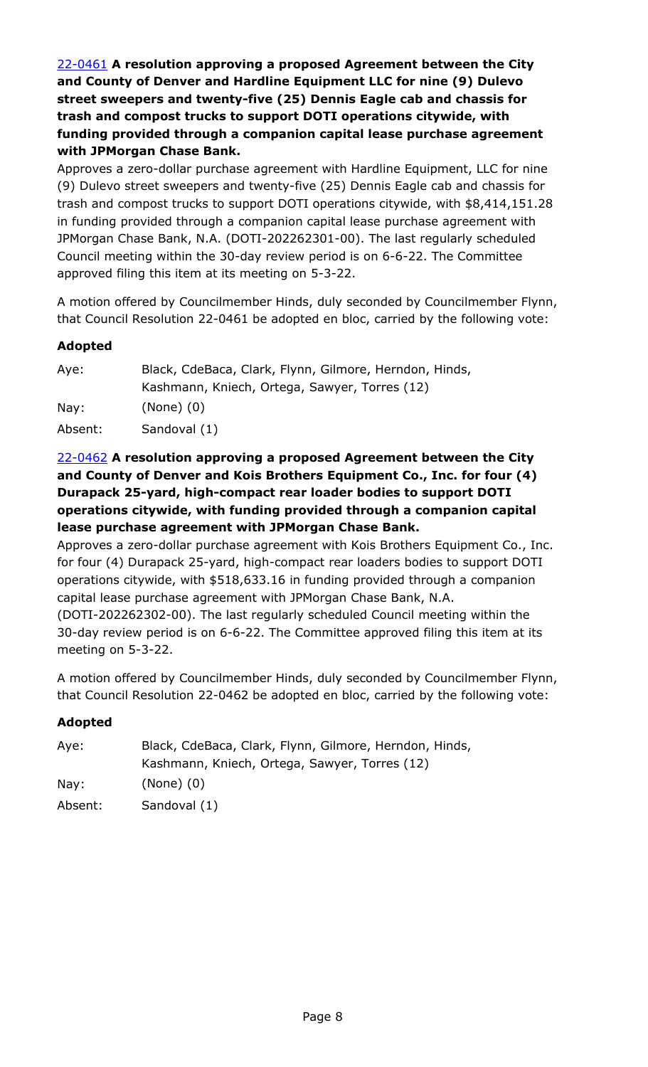[22-0461](#) **A resolution approving a proposed Agreement between the City and County of Denver and Hardline Equipment LLC for nine (9) Dulevo street sweepers and twenty-five (25) Dennis Eagle cab and chassis for trash and compost trucks to support DOTI operations citywide, with funding provided through a companion capital lease purchase agreement with JPMorgan Chase Bank.**

Approves a zero-dollar purchase agreement with Hardline Equipment, LLC for nine (9) Dulevo street sweepers and twenty-five (25) Dennis Eagle cab and chassis for trash and compost trucks to support DOTI operations citywide, with $8,414,151.28 in funding provided through a companion capital lease purchase agreement with JPMorgan Chase Bank, N.A. (DOTI-202262301-00). The last regularly scheduled Council meeting within the 30-day review period is on 6-6-22. The Committee approved filing this item at its meeting on 5-3-22.

A motion offered by Councilmember Hinds, duly seconded by Councilmember Flynn, that Council Resolution 22-0461 be adopted en bloc, carried by the following vote:

**Adopted**

| | |
|---|---|
| Aye: | Black, CdeBaca, Clark, Flynn, Gilmore, Herndon, Hinds, Kashmann, Kniech, Ortega, Sawyer, Torres (12) |
| Nay: | (None) (0) |
| Absent: | Sandoval (1) |

[22-0462](#) **A resolution approving a proposed Agreement between the City and County of Denver and Kois Brothers Equipment Co., Inc. for four (4) Durapack 25-yard, high-compact rear loader bodies to support DOTI operations citywide, with funding provided through a companion capital lease purchase agreement with JPMorgan Chase Bank.**

Approves a zero-dollar purchase agreement with Kois Brothers Equipment Co., Inc. for four (4) Durapack 25-yard, high-compact rear loaders bodies to support DOTI operations citywide, with $518,633.16 in funding provided through a companion capital lease purchase agreement with JPMorgan Chase Bank, N.A. (DOTI-202262302-00). The last regularly scheduled Council meeting within the 30-day review period is on 6-6-22. The Committee approved filing this item at its meeting on 5-3-22.

A motion offered by Councilmember Hinds, duly seconded by Councilmember Flynn, that Council Resolution 22-0462 be adopted en bloc, carried by the following vote:

**Adopted**

| | |
|---|---|
| Aye: | Black, CdeBaca, Clark, Flynn, Gilmore, Herndon, Hinds, Kashmann, Kniech, Ortega, Sawyer, Torres (12) |
| Nay: | (None) (0) |
| Absent: | Sandoval (1) |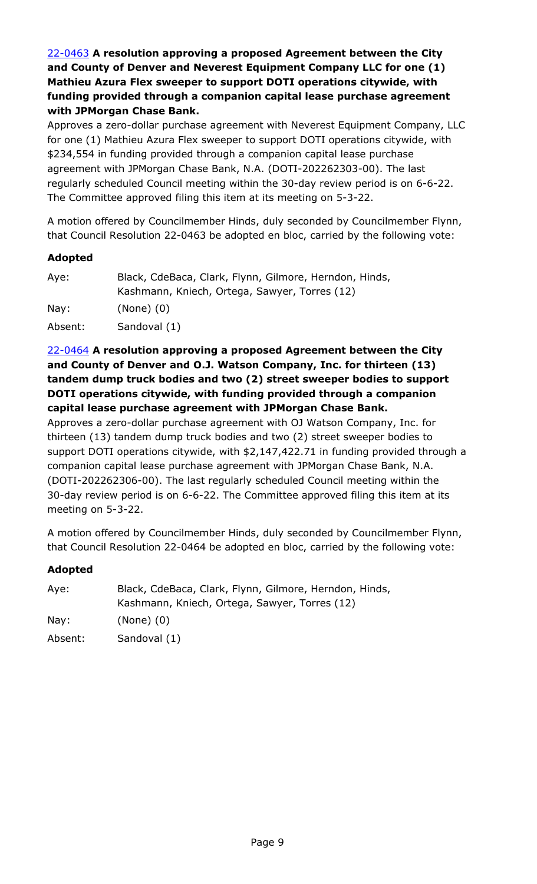[22-0463](#) **A resolution approving a proposed Agreement between the City and County of Denver and Neverest Equipment Company LLC for one (1) Mathieu Azura Flex sweeper to support DOTI operations citywide, with funding provided through a companion capital lease purchase agreement with JPMorgan Chase Bank.**

Approves a zero-dollar purchase agreement with Neverest Equipment Company, LLC for one (1) Mathieu Azura Flex sweeper to support DOTI operations citywide, with $234,554 in funding provided through a companion capital lease purchase agreement with JPMorgan Chase Bank, N.A. (DOTI-202262303-00). The last regularly scheduled Council meeting within the 30-day review period is on 6-6-22. The Committee approved filing this item at its meeting on 5-3-22.

A motion offered by Councilmember Hinds, duly seconded by Councilmember Flynn, that Council Resolution 22-0463 be adopted en bloc, carried by the following vote:

**Adopted**

| | |
|---|---|
| Aye: | Black, CdeBaca, Clark, Flynn, Gilmore, Herndon, Hinds, Kashmann, Kniech, Ortega, Sawyer, Torres (12) |
| Nay: | (None) (0) |
| Absent: | Sandoval (1) |

[22-0464](#) **A resolution approving a proposed Agreement between the City and County of Denver and O.J. Watson Company, Inc. for thirteen (13) tandem dump truck bodies and two (2) street sweeper bodies to support DOTI operations citywide, with funding provided through a companion capital lease purchase agreement with JPMorgan Chase Bank.**

Approves a zero-dollar purchase agreement with OJ Watson Company, Inc. for thirteen (13) tandem dump truck bodies and two (2) street sweeper bodies to support DOTI operations citywide, with $2,147,422.71 in funding provided through a companion capital lease purchase agreement with JPMorgan Chase Bank, N.A. (DOTI-202262306-00). The last regularly scheduled Council meeting within the 30-day review period is on 6-6-22. The Committee approved filing this item at its meeting on 5-3-22.

A motion offered by Councilmember Hinds, duly seconded by Councilmember Flynn, that Council Resolution 22-0464 be adopted en bloc, carried by the following vote:

**Adopted**

| | |
|---|---|
| Aye: | Black, CdeBaca, Clark, Flynn, Gilmore, Herndon, Hinds, Kashmann, Kniech, Ortega, Sawyer, Torres (12) |
| Nay: | (None) (0) |
| Absent: | Sandoval (1) |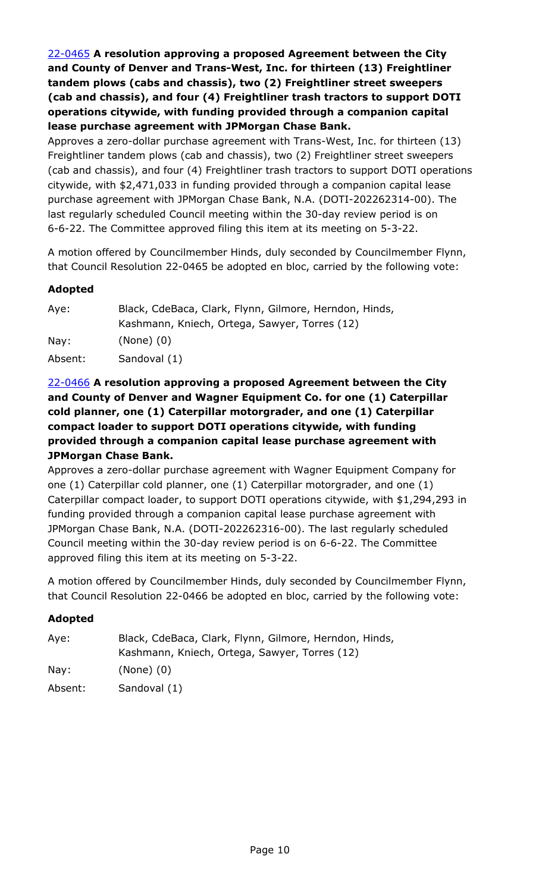[22-0465](#) **A resolution approving a proposed Agreement between the City and County of Denver and Trans-West, Inc. for thirteen (13) Freightliner tandem plows (cabs and chassis), two (2) Freightliner street sweepers (cab and chassis), and four (4) Freightliner trash tractors to support DOTI operations citywide, with funding provided through a companion capital lease purchase agreement with JPMorgan Chase Bank.**

Approves a zero-dollar purchase agreement with Trans-West, Inc. for thirteen (13) Freightliner tandem plows (cab and chassis), two (2) Freightliner street sweepers (cab and chassis), and four (4) Freightliner trash tractors to support DOTI operations citywide, with $2,471,033 in funding provided through a companion capital lease purchase agreement with JPMorgan Chase Bank, N.A. (DOTI-202262314-00). The last regularly scheduled Council meeting within the 30-day review period is on 6-6-22. The Committee approved filing this item at its meeting on 5-3-22.

A motion offered by Councilmember Hinds, duly seconded by Councilmember Flynn, that Council Resolution 22-0465 be adopted en bloc, carried by the following vote:

**Adopted**

| | |
|---|---|
| Aye: | Black, CdeBaca, Clark, Flynn, Gilmore, Herndon, Hinds, Kashmann, Kniech, Ortega, Sawyer, Torres (12) |
| Nay: | (None) (0) |
| Absent: | Sandoval (1) |

[22-0466](#) **A resolution approving a proposed Agreement between the City and County of Denver and Wagner Equipment Co. for one (1) Caterpillar cold planner, one (1) Caterpillar motorgrader, and one (1) Caterpillar compact loader to support DOTI operations citywide, with funding provided through a companion capital lease purchase agreement with JPMorgan Chase Bank.**

Approves a zero-dollar purchase agreement with Wagner Equipment Company for one (1) Caterpillar cold planner, one (1) Caterpillar motorgrader, and one (1) Caterpillar compact loader, to support DOTI operations citywide, with $1,294,293 in funding provided through a companion capital lease purchase agreement with JPMorgan Chase Bank, N.A. (DOTI-202262316-00). The last regularly scheduled Council meeting within the 30-day review period is on 6-6-22. The Committee approved filing this item at its meeting on 5-3-22.

A motion offered by Councilmember Hinds, duly seconded by Councilmember Flynn, that Council Resolution 22-0466 be adopted en bloc, carried by the following vote:

**Adopted**

| | |
|---|---|
| Aye: | Black, CdeBaca, Clark, Flynn, Gilmore, Herndon, Hinds, Kashmann, Kniech, Ortega, Sawyer, Torres (12) |
| Nay: | (None) (0) |
| Absent: | Sandoval (1) |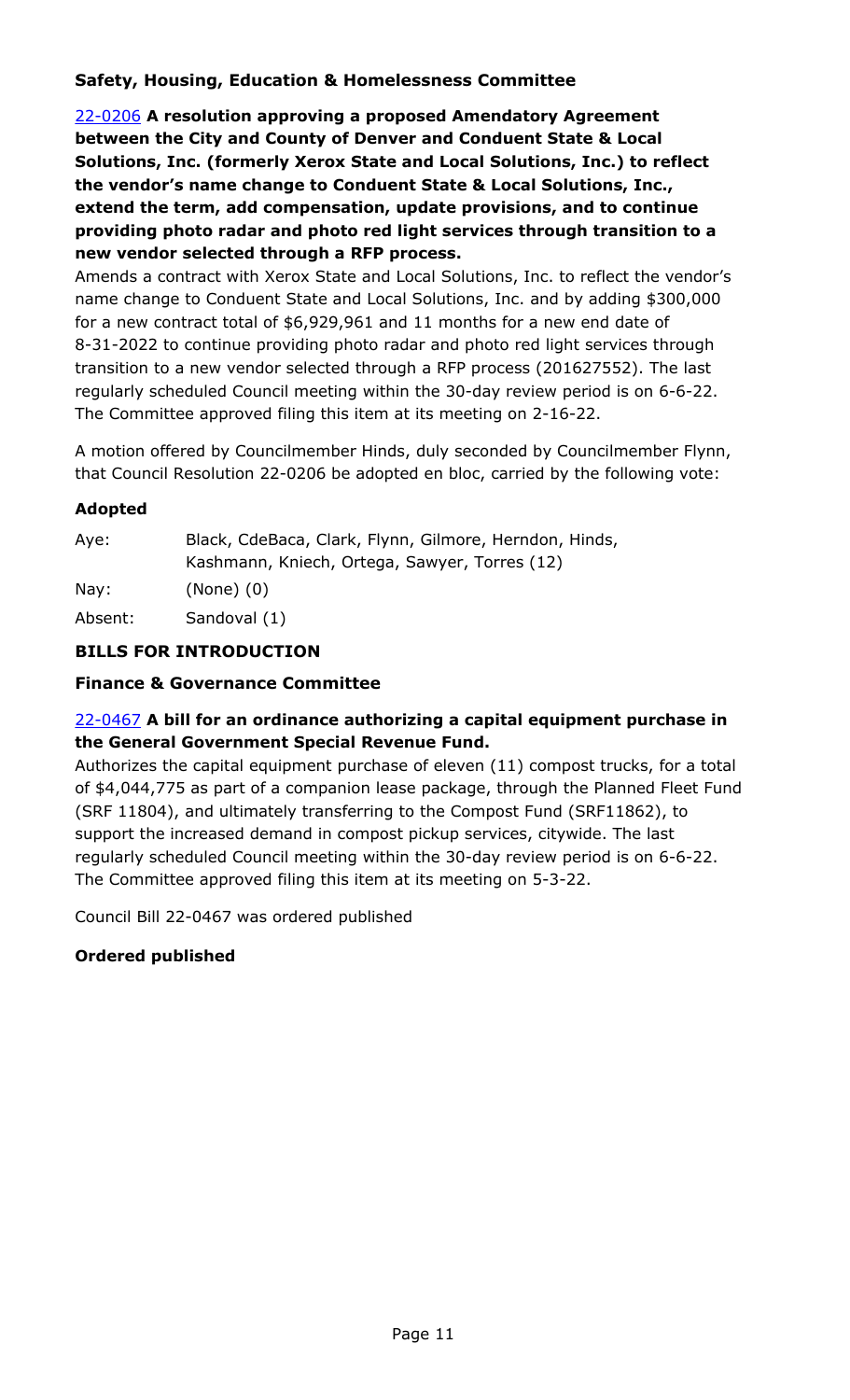### Safety, Housing, Education & Homelessness Committee

[22-0206](22-0206) **A resolution approving a proposed Amendatory Agreement between the City and County of Denver and Conduent State & Local Solutions, Inc. (formerly Xerox State and Local Solutions, Inc.) to reflect the vendor's name change to Conduent State & Local Solutions, Inc., extend the term, add compensation, update provisions, and to continue providing photo radar and photo red light services through transition to a new vendor selected through a RFP process.**

Amends a contract with Xerox State and Local Solutions, Inc. to reflect the vendor's name change to Conduent State and Local Solutions, Inc. and by adding $300,000 for a new contract total of $6,929,961 and 11 months for a new end date of 8-31-2022 to continue providing photo radar and photo red light services through transition to a new vendor selected through a RFP process (201627552). The last regularly scheduled Council meeting within the 30-day review period is on 6-6-22. The Committee approved filing this item at its meeting on 2-16-22.

A motion offered by Councilmember Hinds, duly seconded by Councilmember Flynn, that Council Resolution 22-0206 be adopted en bloc, carried by the following vote:

**Adopted**

| | |
|---|---|
| Aye: | Black, CdeBaca, Clark, Flynn, Gilmore, Herndon, Hinds, Kashmann, Kniech, Ortega, Sawyer, Torres (12) |
| Nay: | (None) (0) |
| Absent: | Sandoval (1) |

## BILLS FOR INTRODUCTION

### Finance & Governance Committee

[22-0467](22-0467) **A bill for an ordinance authorizing a capital equipment purchase in the General Government Special Revenue Fund.**

Authorizes the capital equipment purchase of eleven (11) compost trucks, for a total of $4,044,775 as part of a companion lease package, through the Planned Fleet Fund (SRF 11804), and ultimately transferring to the Compost Fund (SRF11862), to support the increased demand in compost pickup services, citywide. The last regularly scheduled Council meeting within the 30-day review period is on 6-6-22. The Committee approved filing this item at its meeting on 5-3-22.

Council Bill 22-0467 was ordered published

**Ordered published**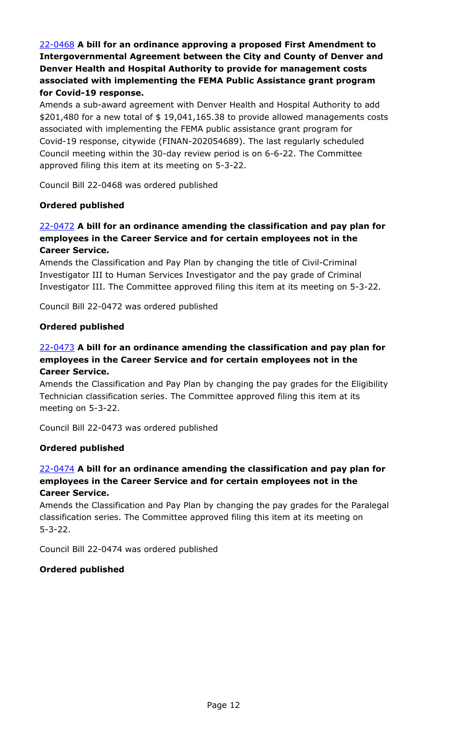[22-0468](22-0468) **A bill for an ordinance approving a proposed First Amendment to Intergovernmental Agreement between the City and County of Denver and Denver Health and Hospital Authority to provide for management costs associated with implementing the FEMA Public Assistance grant program for Covid-19 response.**

Amends a sub-award agreement with Denver Health and Hospital Authority to add $201,480 for a new total of $ 19,041,165.38 to provide allowed managements costs associated with implementing the FEMA public assistance grant program for Covid-19 response, citywide (FINAN-202054689). The last regularly scheduled Council meeting within the 30-day review period is on 6-6-22. The Committee approved filing this item at its meeting on 5-3-22.

Council Bill 22-0468 was ordered published

**Ordered published**

[22-0472](22-0472) **A bill for an ordinance amending the classification and pay plan for employees in the Career Service and for certain employees not in the Career Service.**

Amends the Classification and Pay Plan by changing the title of Civil-Criminal Investigator III to Human Services Investigator and the pay grade of Criminal Investigator III. The Committee approved filing this item at its meeting on 5-3-22.

Council Bill 22-0472 was ordered published

**Ordered published**

[22-0473](22-0473) **A bill for an ordinance amending the classification and pay plan for employees in the Career Service and for certain employees not in the Career Service.**

Amends the Classification and Pay Plan by changing the pay grades for the Eligibility Technician classification series. The Committee approved filing this item at its meeting on 5-3-22.

Council Bill 22-0473 was ordered published

**Ordered published**

[22-0474](22-0474) **A bill for an ordinance amending the classification and pay plan for employees in the Career Service and for certain employees not in the Career Service.**

Amends the Classification and Pay Plan by changing the pay grades for the Paralegal classification series. The Committee approved filing this item at its meeting on 5-3-22.

Council Bill 22-0474 was ordered published

**Ordered published**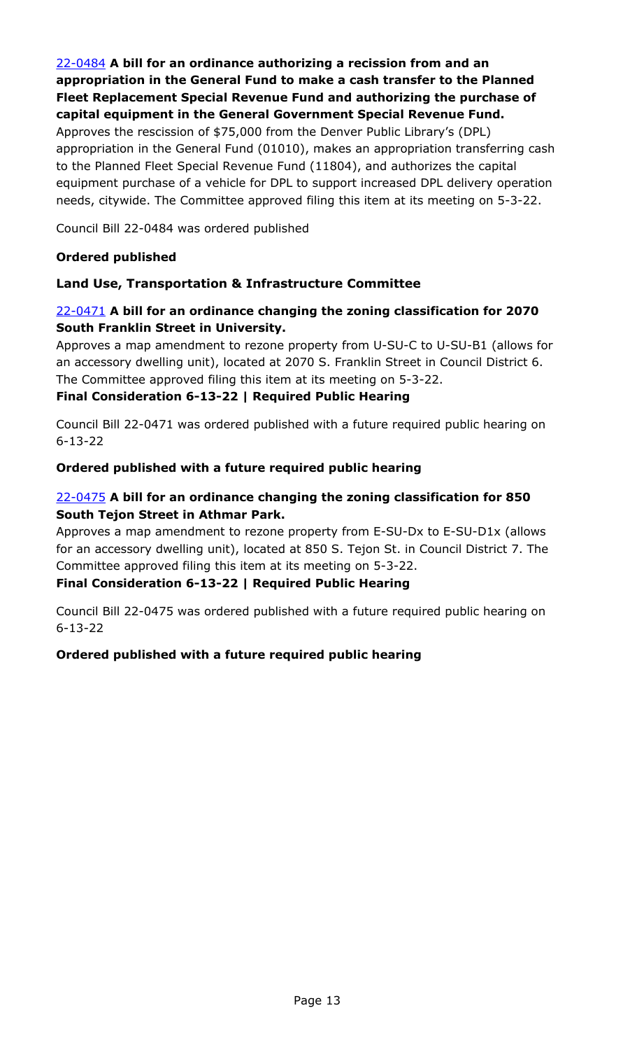22-0484 **A bill for an ordinance authorizing a recission from and an appropriation in the General Fund to make a cash transfer to the Planned Fleet Replacement Special Revenue Fund and authorizing the purchase of capital equipment in the General Government Special Revenue Fund.**

Approves the rescission of $75,000 from the Denver Public Library's (DPL) appropriation in the General Fund (01010), makes an appropriation transferring cash to the Planned Fleet Special Revenue Fund (11804), and authorizes the capital equipment purchase of a vehicle for DPL to support increased DPL delivery operation needs, citywide. The Committee approved filing this item at its meeting on 5-3-22.

Council Bill 22-0484 was ordered published

**Ordered published**

**Land Use, Transportation & Infrastructure Committee**

22-0471 **A bill for an ordinance changing the zoning classification for 2070 South Franklin Street in University.**

Approves a map amendment to rezone property from U-SU-C to U-SU-B1 (allows for an accessory dwelling unit), located at 2070 S. Franklin Street in Council District 6. The Committee approved filing this item at its meeting on 5-3-22.

**Final Consideration 6-13-22 | Required Public Hearing**

Council Bill 22-0471 was ordered published with a future required public hearing on 6-13-22

**Ordered published with a future required public hearing**

22-0475 **A bill for an ordinance changing the zoning classification for 850 South Tejon Street in Athmar Park.**

Approves a map amendment to rezone property from E-SU-Dx to E-SU-D1x (allows for an accessory dwelling unit), located at 850 S. Tejon St. in Council District 7. The Committee approved filing this item at its meeting on 5-3-22.

**Final Consideration 6-13-22 | Required Public Hearing**

Council Bill 22-0475 was ordered published with a future required public hearing on 6-13-22

**Ordered published with a future required public hearing**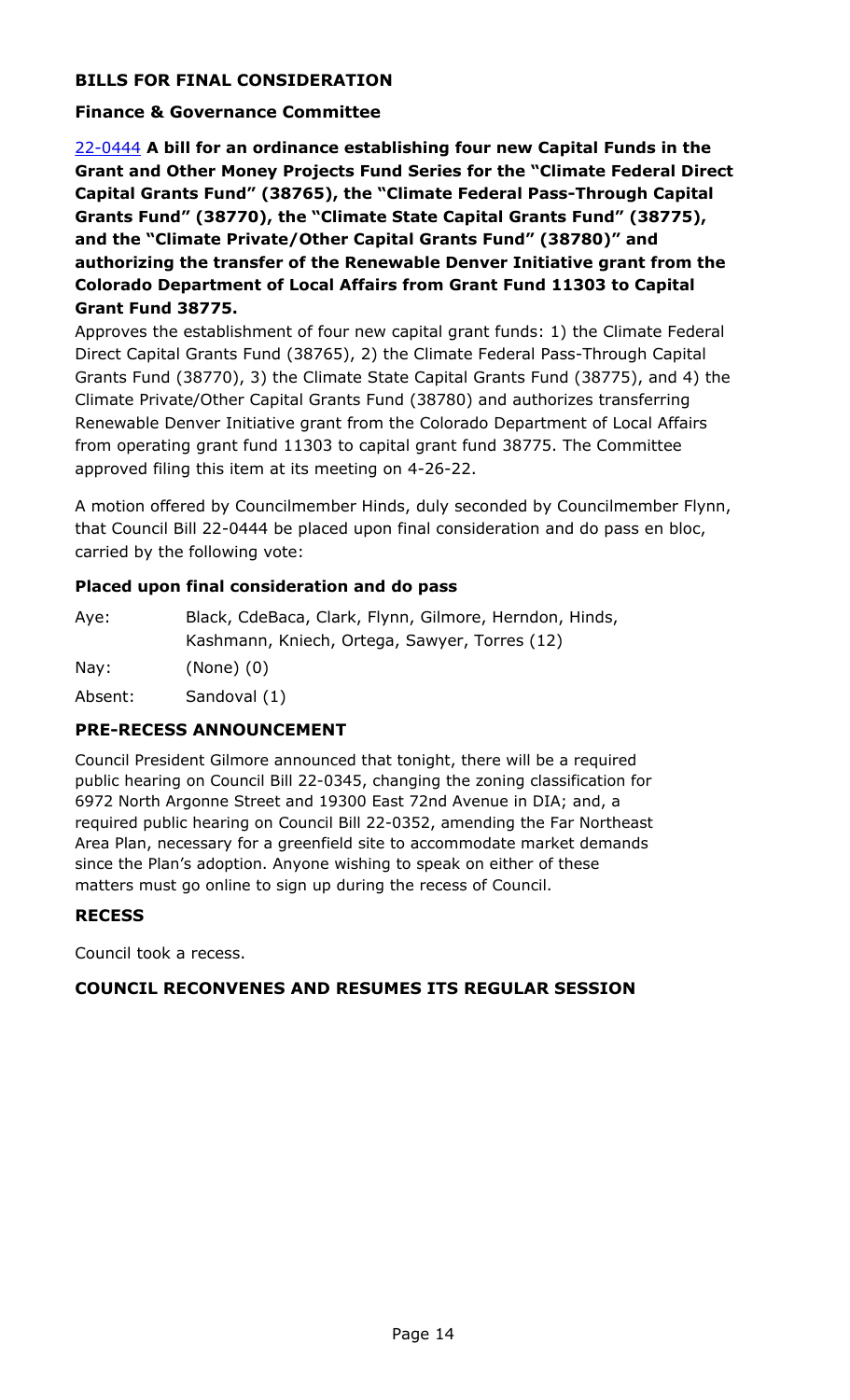## BILLS FOR FINAL CONSIDERATION

### Finance & Governance Committee

22-0444 **A bill for an ordinance establishing four new Capital Funds in the Grant and Other Money Projects Fund Series for the "Climate Federal Direct Capital Grants Fund" (38765), the "Climate Federal Pass-Through Capital Grants Fund" (38770), the "Climate State Capital Grants Fund" (38775), and the "Climate Private/Other Capital Grants Fund" (38780)" and authorizing the transfer of the Renewable Denver Initiative grant from the Colorado Department of Local Affairs from Grant Fund 11303 to Capital Grant Fund 38775.**

Approves the establishment of four new capital grant funds: 1) the Climate Federal Direct Capital Grants Fund (38765), 2) the Climate Federal Pass-Through Capital Grants Fund (38770), 3) the Climate State Capital Grants Fund (38775), and 4) the Climate Private/Other Capital Grants Fund (38780) and authorizes transferring Renewable Denver Initiative grant from the Colorado Department of Local Affairs from operating grant fund 11303 to capital grant fund 38775. The Committee approved filing this item at its meeting on 4-26-22.

A motion offered by Councilmember Hinds, duly seconded by Councilmember Flynn, that Council Bill 22-0444 be placed upon final consideration and do pass en bloc, carried by the following vote:

**Placed upon final consideration and do pass**

Aye: Black, CdeBaca, Clark, Flynn, Gilmore, Herndon, Hinds, Kashmann, Kniech, Ortega, Sawyer, Torres (12)

Nay: (None) (0)

Absent: Sandoval (1)

## PRE-RECESS ANNOUNCEMENT

Council President Gilmore announced that tonight, there will be a required public hearing on Council Bill 22-0345, changing the zoning classification for 6972 North Argonne Street and 19300 East 72nd Avenue in DIA; and, a required public hearing on Council Bill 22-0352, amending the Far Northeast Area Plan, necessary for a greenfield site to accommodate market demands since the Plan's adoption. Anyone wishing to speak on either of these matters must go online to sign up during the recess of Council.

## RECESS

Council took a recess.

## COUNCIL RECONVENES AND RESUMES ITS REGULAR SESSION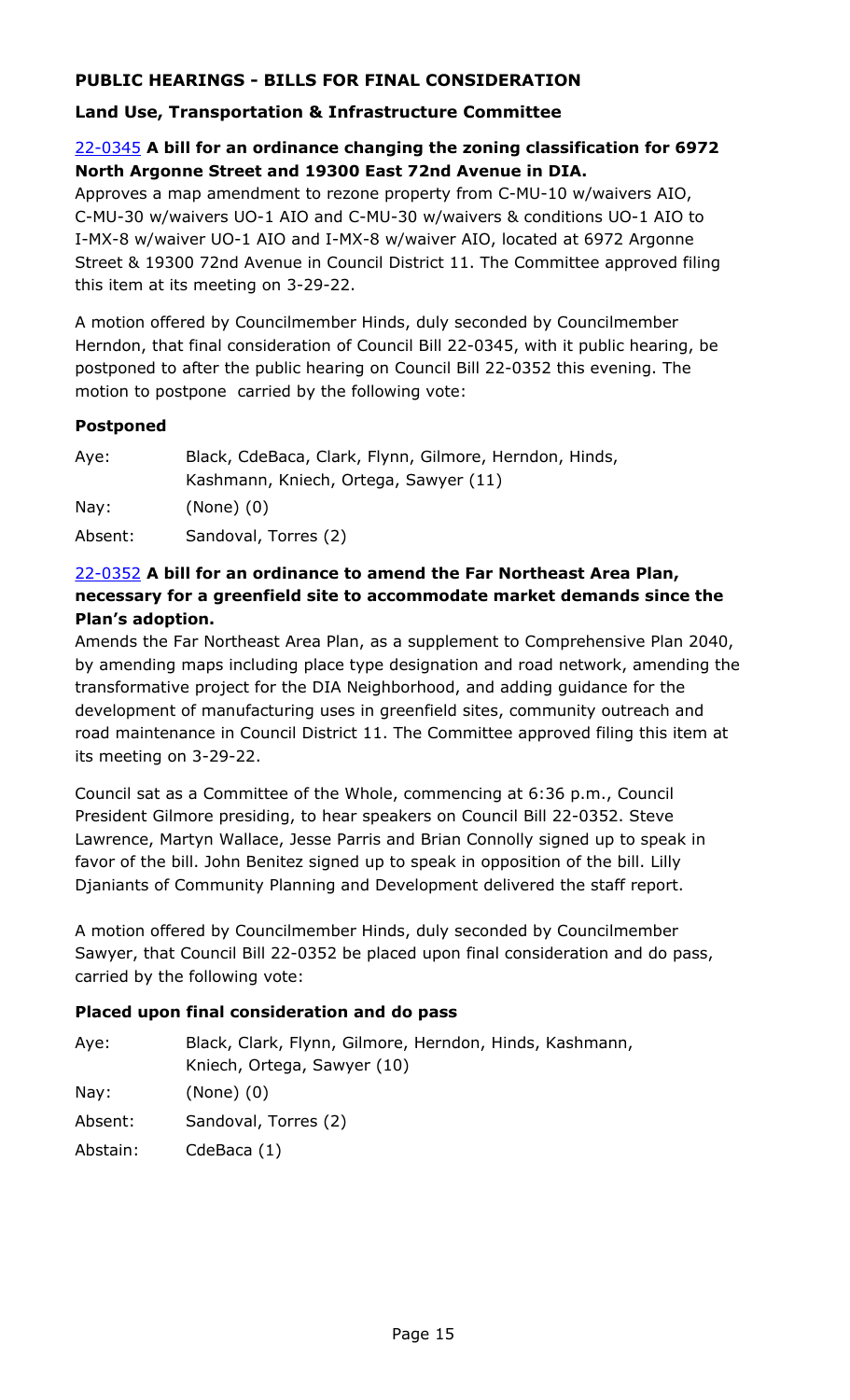## PUBLIC HEARINGS - BILLS FOR FINAL CONSIDERATION

### Land Use, Transportation & Infrastructure Committee

**22-0345 A bill for an ordinance changing the zoning classification for 6972 North Argonne Street and 19300 East 72nd Avenue in DIA.**

Approves a map amendment to rezone property from C-MU-10 w/waivers AIO, C-MU-30 w/waivers UO-1 AIO and C-MU-30 w/waivers & conditions UO-1 AIO to I-MX-8 w/waiver UO-1 AIO and I-MX-8 w/waiver AIO, located at 6972 Argonne Street & 19300 72nd Avenue in Council District 11. The Committee approved filing this item at its meeting on 3-29-22.

A motion offered by Councilmember Hinds, duly seconded by Councilmember Herndon, that final consideration of Council Bill 22-0345, with it public hearing, be postponed to after the public hearing on Council Bill 22-0352 this evening. The motion to postpone carried by the following vote:

**Postponed**

| | |
|---|---|
| Aye: | Black, CdeBaca, Clark, Flynn, Gilmore, Herndon, Hinds, Kashmann, Kniech, Ortega, Sawyer (11) |
| Nay: | (None) (0) |
| Absent: | Sandoval, Torres (2) |

**22-0352 A bill for an ordinance to amend the Far Northeast Area Plan, necessary for a greenfield site to accommodate market demands since the Plan's adoption.**

Amends the Far Northeast Area Plan, as a supplement to Comprehensive Plan 2040, by amending maps including place type designation and road network, amending the transformative project for the DIA Neighborhood, and adding guidance for the development of manufacturing uses in greenfield sites, community outreach and road maintenance in Council District 11. The Committee approved filing this item at its meeting on 3-29-22.

Council sat as a Committee of the Whole, commencing at 6:36 p.m., Council President Gilmore presiding, to hear speakers on Council Bill 22-0352. Steve Lawrence, Martyn Wallace, Jesse Parris and Brian Connolly signed up to speak in favor of the bill. John Benitez signed up to speak in opposition of the bill. Lilly Djaniants of Community Planning and Development delivered the staff report.

A motion offered by Councilmember Hinds, duly seconded by Councilmember Sawyer, that Council Bill 22-0352 be placed upon final consideration and do pass, carried by the following vote:

**Placed upon final consideration and do pass**

| | |
|---|---|
| Aye: | Black, Clark, Flynn, Gilmore, Herndon, Hinds, Kashmann, Kniech, Ortega, Sawyer (10) |
| Nay: | (None) (0) |
| Absent: | Sandoval, Torres (2) |
| Abstain: | CdeBaca (1) |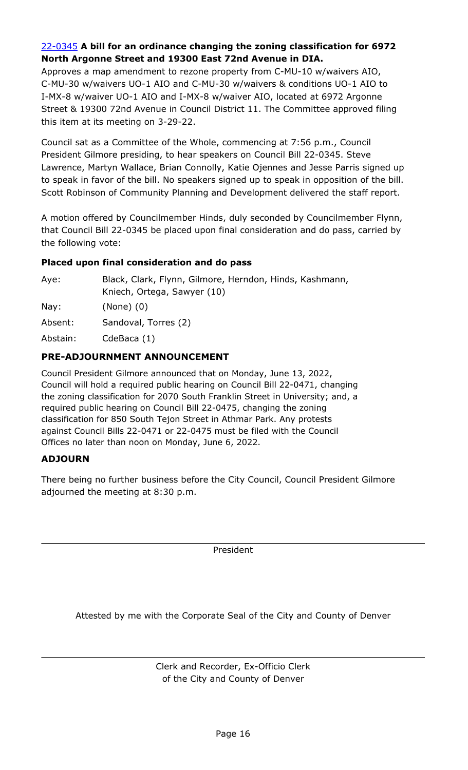**22-0345 A bill for an ordinance changing the zoning classification for 6972 North Argonne Street and 19300 East 72nd Avenue in DIA.**

Approves a map amendment to rezone property from C-MU-10 w/waivers AIO, C-MU-30 w/waivers UO-1 AIO and C-MU-30 w/waivers & conditions UO-1 AIO to I-MX-8 w/waiver UO-1 AIO and I-MX-8 w/waiver AIO, located at 6972 Argonne Street & 19300 72nd Avenue in Council District 11. The Committee approved filing this item at its meeting on 3-29-22.

Council sat as a Committee of the Whole, commencing at 7:56 p.m., Council President Gilmore presiding, to hear speakers on Council Bill 22-0345. Steve Lawrence, Martyn Wallace, Brian Connolly, Katie Ojennes and Jesse Parris signed up to speak in favor of the bill. No speakers signed up to speak in opposition of the bill. Scott Robinson of Community Planning and Development delivered the staff report.

A motion offered by Councilmember Hinds, duly seconded by Councilmember Flynn, that Council Bill 22-0345 be placed upon final consideration and do pass, carried by the following vote:

**Placed upon final consideration and do pass**

| | |
|---|---|
| Aye: | Black, Clark, Flynn, Gilmore, Herndon, Hinds, Kashmann, Kniech, Ortega, Sawyer (10) |
| Nay: | (None) (0) |
| Absent: | Sandoval, Torres (2) |
| Abstain: | CdeBaca (1) |

## PRE-ADJOURNMENT ANNOUNCEMENT

Council President Gilmore announced that on Monday, June 13, 2022, Council will hold a required public hearing on Council Bill 22-0471, changing the zoning classification for 2070 South Franklin Street in University; and, a required public hearing on Council Bill 22-0475, changing the zoning classification for 850 South Tejon Street in Athmar Park. Any protests against Council Bills 22-0471 or 22-0475 must be filed with the Council Offices no later than noon on Monday, June 6, 2022.

## ADJOURN

There being no further business before the City Council, Council President Gilmore adjourned the meeting at 8:30 p.m.

President

Attested by me with the Corporate Seal of the City and County of Denver

Clerk and Recorder, Ex-Officio Clerk
of the City and County of Denver